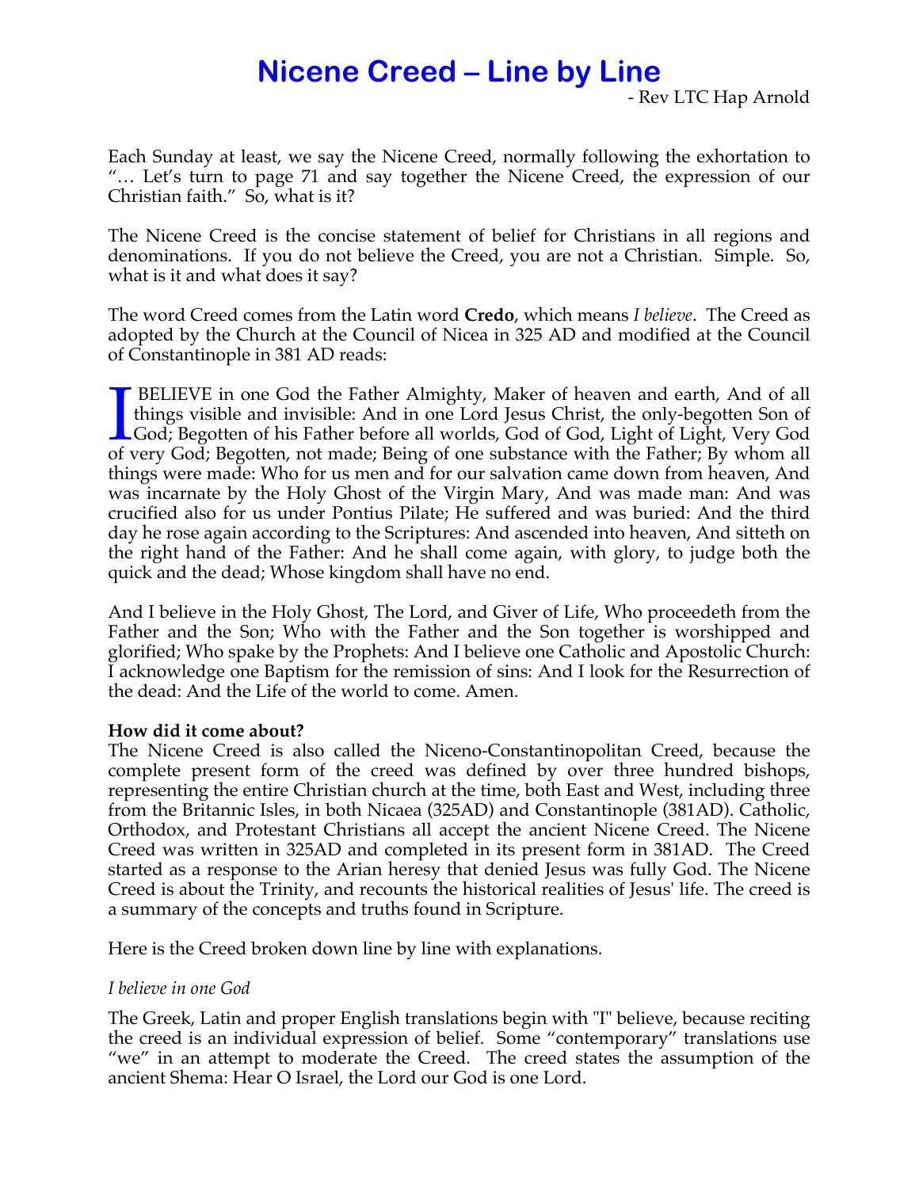# Nicene Creed – Line by Line

- Rev LTC Hap Arnold

Each Sunday at least, we say the Nicene Creed, normally following the exhortation to "… Let's turn to page 71 and say together the Nicene Creed, the expression of our Christian faith." So, what is it?

The Nicene Creed is the concise statement of belief for Christians in all regions and denominations. If you do not believe the Creed, you are not a Christian. Simple. So, what is it and what does it say?

The word Creed comes from the Latin word **Credo**, which means *I believe*. The Creed as adopted by the Church at the Council of Nicea in 325 AD and modified at the Council of Constantinople in 381 AD reads:

I BELIEVE in one God the Father Almighty, Maker of heaven and earth, And of all things visible and invisible: And in one Lord Jesus Christ, the only-begotten Son of God; Begotten of his Father before all worlds, God of God, Light of Light, Very God of very God; Begotten, not made; Being of one substance with the Father; By whom all things were made: Who for us men and for our salvation came down from heaven, And was incarnate by the Holy Ghost of the Virgin Mary, And was made man: And was crucified also for us under Pontius Pilate; He suffered and was buried: And the third day he rose again according to the Scriptures: And ascended into heaven, And sitteth on the right hand of the Father: And he shall come again, with glory, to judge both the quick and the dead; Whose kingdom shall have no end.

And I believe in the Holy Ghost, The Lord, and Giver of Life, Who proceedeth from the Father and the Son; Who with the Father and the Son together is worshipped and glorified; Who spake by the Prophets: And I believe one Catholic and Apostolic Church: I acknowledge one Baptism for the remission of sins: And I look for the Resurrection of the dead: And the Life of the world to come. Amen.

**How did it come about?**

The Nicene Creed is also called the Niceno-Constantinopolitan Creed, because the complete present form of the creed was defined by over three hundred bishops, representing the entire Christian church at the time, both East and West, including three from the Britannic Isles, in both Nicaea (325AD) and Constantinople (381AD). Catholic, Orthodox, and Protestant Christians all accept the ancient Nicene Creed. The Nicene Creed was written in 325AD and completed in its present form in 381AD. The Creed started as a response to the Arian heresy that denied Jesus was fully God. The Nicene Creed is about the Trinity, and recounts the historical realities of Jesus' life. The creed is a summary of the concepts and truths found in Scripture.

Here is the Creed broken down line by line with explanations.

*I believe in one God*

The Greek, Latin and proper English translations begin with "I" believe, because reciting the creed is an individual expression of belief. Some "contemporary" translations use "we" in an attempt to moderate the Creed. The creed states the assumption of the ancient Shema: Hear O Israel, the Lord our God is one Lord.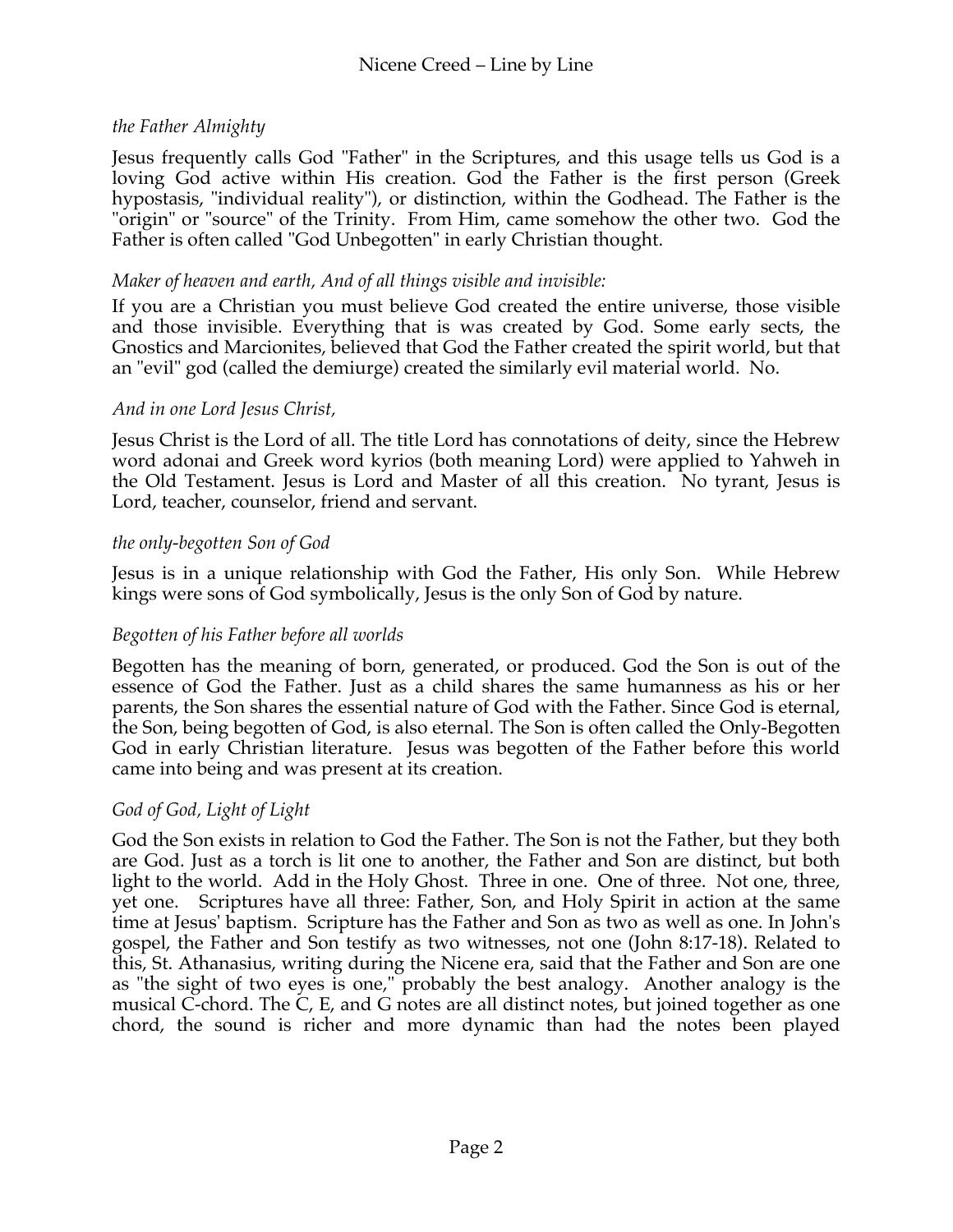*the Father Almighty*

Jesus frequently calls God "Father" in the Scriptures, and this usage tells us God is a loving God active within His creation. God the Father is the first person (Greek hypostasis, "individual reality"), or distinction, within the Godhead. The Father is the "origin" or "source" of the Trinity. From Him, came somehow the other two. God the Father is often called "God Unbegotten" in early Christian thought.

*Maker of heaven and earth, And of all things visible and invisible:*

If you are a Christian you must believe God created the entire universe, those visible and those invisible. Everything that is was created by God. Some early sects, the Gnostics and Marcionites, believed that God the Father created the spirit world, but that an "evil" god (called the demiurge) created the similarly evil material world. No.

*And in one Lord Jesus Christ,*

Jesus Christ is the Lord of all. The title Lord has connotations of deity, since the Hebrew word adonai and Greek word kyrios (both meaning Lord) were applied to Yahweh in the Old Testament. Jesus is Lord and Master of all this creation. No tyrant, Jesus is Lord, teacher, counselor, friend and servant.

*the only-begotten Son of God*

Jesus is in a unique relationship with God the Father, His only Son. While Hebrew kings were sons of God symbolically, Jesus is the only Son of God by nature.

*Begotten of his Father before all worlds*

Begotten has the meaning of born, generated, or produced. God the Son is out of the essence of God the Father. Just as a child shares the same humanness as his or her parents, the Son shares the essential nature of God with the Father. Since God is eternal, the Son, being begotten of God, is also eternal. The Son is often called the Only-Begotten God in early Christian literature. Jesus was begotten of the Father before this world came into being and was present at its creation.

*God of God, Light of Light*

God the Son exists in relation to God the Father. The Son is not the Father, but they both are God. Just as a torch is lit one to another, the Father and Son are distinct, but both light to the world. Add in the Holy Ghost. Three in one. One of three. Not one, three, yet one. Scriptures have all three: Father, Son, and Holy Spirit in action at the same time at Jesus' baptism. Scripture has the Father and Son as two as well as one. In John's gospel, the Father and Son testify as two witnesses, not one (John 8:17-18). Related to this, St. Athanasius, writing during the Nicene era, said that the Father and Son are one as "the sight of two eyes is one," probably the best analogy. Another analogy is the musical C-chord. The C, E, and G notes are all distinct notes, but joined together as one chord, the sound is richer and more dynamic than had the notes been played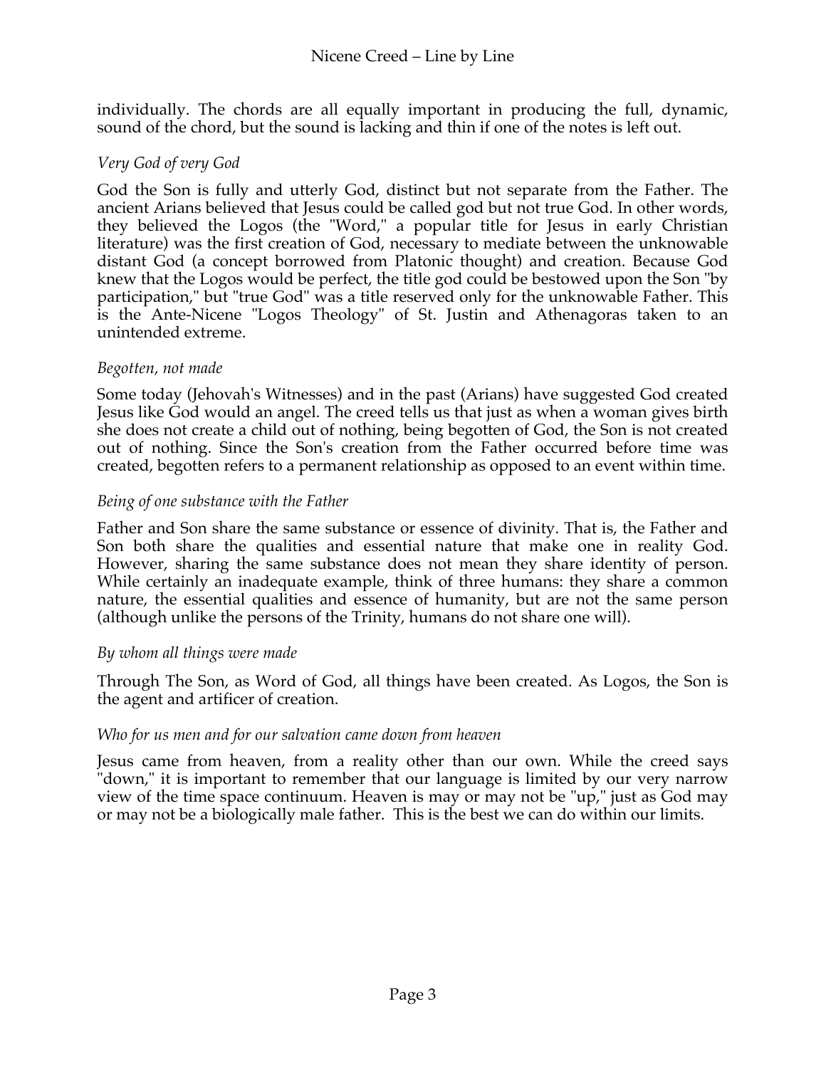individually. The chords are all equally important in producing the full, dynamic, sound of the chord, but the sound is lacking and thin if one of the notes is left out.

*Very God of very God*

God the Son is fully and utterly God, distinct but not separate from the Father. The ancient Arians believed that Jesus could be called god but not true God. In other words, they believed the Logos (the "Word," a popular title for Jesus in early Christian literature) was the first creation of God, necessary to mediate between the unknowable distant God (a concept borrowed from Platonic thought) and creation. Because God knew that the Logos would be perfect, the title god could be bestowed upon the Son "by participation," but "true God" was a title reserved only for the unknowable Father. This is the Ante-Nicene "Logos Theology" of St. Justin and Athenagoras taken to an unintended extreme.

*Begotten, not made*

Some today (Jehovah's Witnesses) and in the past (Arians) have suggested God created Jesus like God would an angel. The creed tells us that just as when a woman gives birth she does not create a child out of nothing, being begotten of God, the Son is not created out of nothing. Since the Son's creation from the Father occurred before time was created, begotten refers to a permanent relationship as opposed to an event within time.

*Being of one substance with the Father*

Father and Son share the same substance or essence of divinity. That is, the Father and Son both share the qualities and essential nature that make one in reality God. However, sharing the same substance does not mean they share identity of person. While certainly an inadequate example, think of three humans: they share a common nature, the essential qualities and essence of humanity, but are not the same person (although unlike the persons of the Trinity, humans do not share one will).

*By whom all things were made*

Through The Son, as Word of God, all things have been created. As Logos, the Son is the agent and artificer of creation.

*Who for us men and for our salvation came down from heaven*

Jesus came from heaven, from a reality other than our own. While the creed says "down," it is important to remember that our language is limited by our very narrow view of the time space continuum. Heaven is may or may not be "up," just as God may or may not be a biologically male father. This is the best we can do within our limits.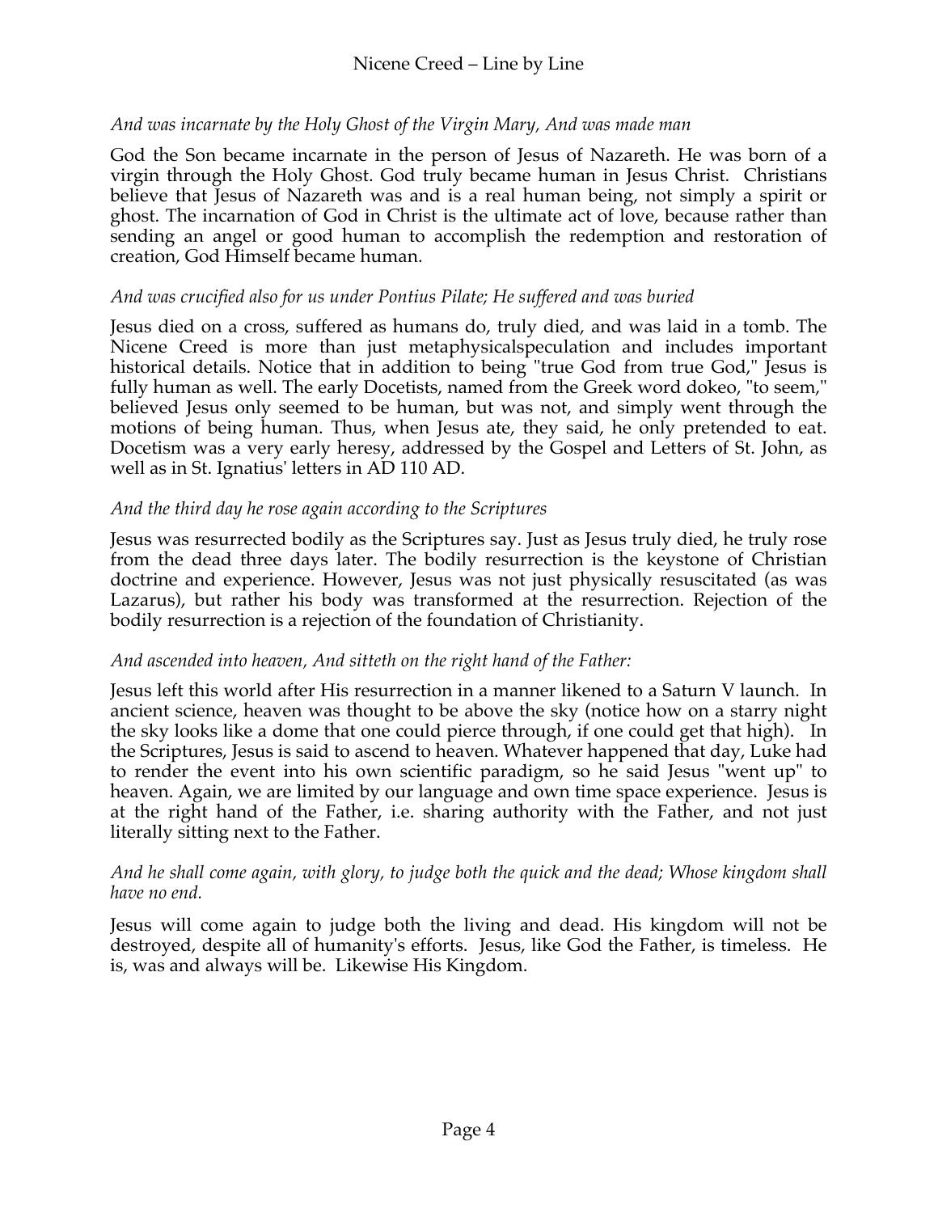*And was incarnate by the Holy Ghost of the Virgin Mary, And was made man*

God the Son became incarnate in the person of Jesus of Nazareth. He was born of a virgin through the Holy Ghost. God truly became human in Jesus Christ. Christians believe that Jesus of Nazareth was and is a real human being, not simply a spirit or ghost. The incarnation of God in Christ is the ultimate act of love, because rather than sending an angel or good human to accomplish the redemption and restoration of creation, God Himself became human.

*And was crucified also for us under Pontius Pilate; He suffered and was buried*

Jesus died on a cross, suffered as humans do, truly died, and was laid in a tomb. The Nicene Creed is more than just metaphysicalspeculation and includes important historical details. Notice that in addition to being "true God from true God," Jesus is fully human as well. The early Docetists, named from the Greek word dokeo, "to seem," believed Jesus only seemed to be human, but was not, and simply went through the motions of being human. Thus, when Jesus ate, they said, he only pretended to eat. Docetism was a very early heresy, addressed by the Gospel and Letters of St. John, as well as in St. Ignatius' letters in AD 110 AD.

*And the third day he rose again according to the Scriptures*

Jesus was resurrected bodily as the Scriptures say. Just as Jesus truly died, he truly rose from the dead three days later. The bodily resurrection is the keystone of Christian doctrine and experience. However, Jesus was not just physically resuscitated (as was Lazarus), but rather his body was transformed at the resurrection. Rejection of the bodily resurrection is a rejection of the foundation of Christianity.

*And ascended into heaven, And sitteth on the right hand of the Father:*

Jesus left this world after His resurrection in a manner likened to a Saturn V launch. In ancient science, heaven was thought to be above the sky (notice how on a starry night the sky looks like a dome that one could pierce through, if one could get that high). In the Scriptures, Jesus is said to ascend to heaven. Whatever happened that day, Luke had to render the event into his own scientific paradigm, so he said Jesus "went up" to heaven. Again, we are limited by our language and own time space experience. Jesus is at the right hand of the Father, i.e. sharing authority with the Father, and not just literally sitting next to the Father.

*And he shall come again, with glory, to judge both the quick and the dead; Whose kingdom shall have no end.*

Jesus will come again to judge both the living and dead. His kingdom will not be destroyed, despite all of humanity's efforts. Jesus, like God the Father, is timeless. He is, was and always will be. Likewise His Kingdom.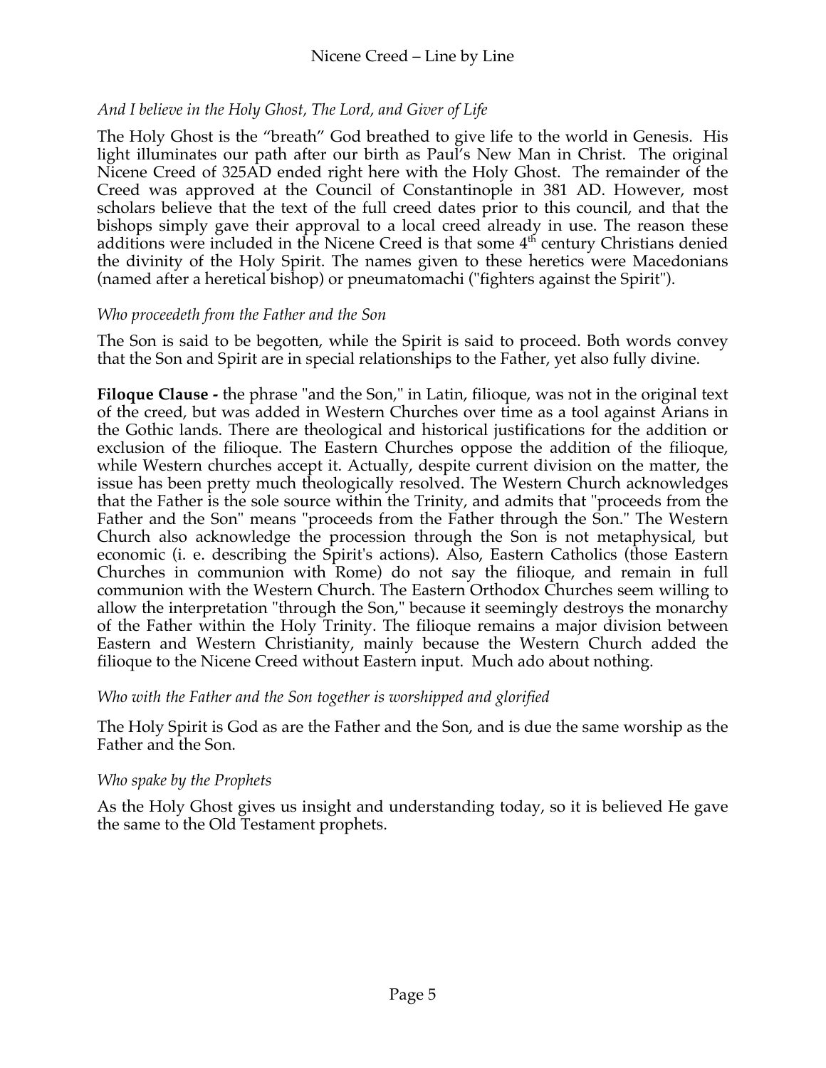*And I believe in the Holy Ghost, The Lord, and Giver of Life*

The Holy Ghost is the "breath" God breathed to give life to the world in Genesis. His light illuminates our path after our birth as Paul's New Man in Christ. The original Nicene Creed of 325AD ended right here with the Holy Ghost. The remainder of the Creed was approved at the Council of Constantinople in 381 AD. However, most scholars believe that the text of the full creed dates prior to this council, and that the bishops simply gave their approval to a local creed already in use. The reason these additions were included in the Nicene Creed is that some 4th century Christians denied the divinity of the Holy Spirit. The names given to these heretics were Macedonians (named after a heretical bishop) or pneumatomachi ("fighters against the Spirit").

*Who proceedeth from the Father and the Son*

The Son is said to be begotten, while the Spirit is said to proceed. Both words convey that the Son and Spirit are in special relationships to the Father, yet also fully divine.

**Filoque Clause -** the phrase "and the Son," in Latin, filioque, was not in the original text of the creed, but was added in Western Churches over time as a tool against Arians in the Gothic lands. There are theological and historical justifications for the addition or exclusion of the filioque. The Eastern Churches oppose the addition of the filioque, while Western churches accept it. Actually, despite current division on the matter, the issue has been pretty much theologically resolved. The Western Church acknowledges that the Father is the sole source within the Trinity, and admits that "proceeds from the Father and the Son" means "proceeds from the Father through the Son." The Western Church also acknowledge the procession through the Son is not metaphysical, but economic (i. e. describing the Spirit's actions). Also, Eastern Catholics (those Eastern Churches in communion with Rome) do not say the filioque, and remain in full communion with the Western Church. The Eastern Orthodox Churches seem willing to allow the interpretation "through the Son," because it seemingly destroys the monarchy of the Father within the Holy Trinity. The filioque remains a major division between Eastern and Western Christianity, mainly because the Western Church added the filioque to the Nicene Creed without Eastern input. Much ado about nothing.

*Who with the Father and the Son together is worshipped and glorified*

The Holy Spirit is God as are the Father and the Son, and is due the same worship as the Father and the Son.

*Who spake by the Prophets*

As the Holy Ghost gives us insight and understanding today, so it is believed He gave the same to the Old Testament prophets.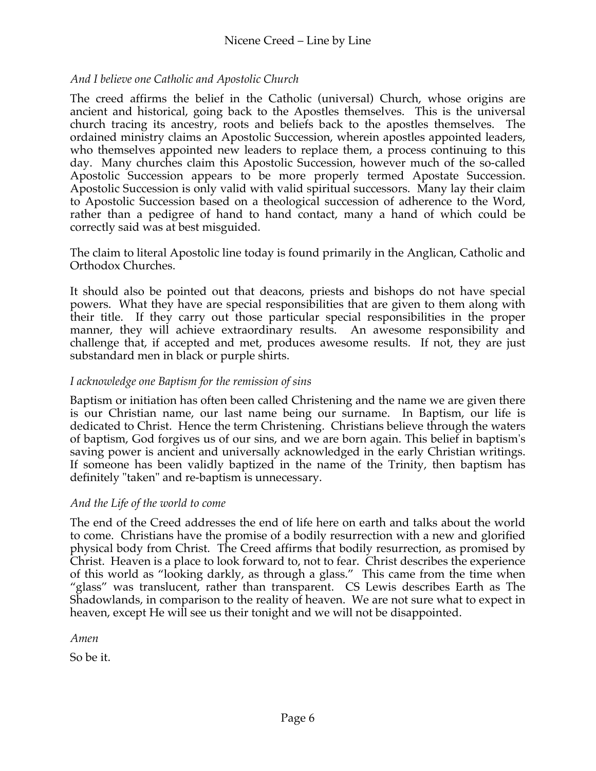*And I believe one Catholic and Apostolic Church*

The creed affirms the belief in the Catholic (universal) Church, whose origins are ancient and historical, going back to the Apostles themselves. This is the universal church tracing its ancestry, roots and beliefs back to the apostles themselves. The ordained ministry claims an Apostolic Succession, wherein apostles appointed leaders, who themselves appointed new leaders to replace them, a process continuing to this day. Many churches claim this Apostolic Succession, however much of the so-called Apostolic Succession appears to be more properly termed Apostate Succession. Apostolic Succession is only valid with valid spiritual successors. Many lay their claim to Apostolic Succession based on a theological succession of adherence to the Word, rather than a pedigree of hand to hand contact, many a hand of which could be correctly said was at best misguided.

The claim to literal Apostolic line today is found primarily in the Anglican, Catholic and Orthodox Churches.

It should also be pointed out that deacons, priests and bishops do not have special powers. What they have are special responsibilities that are given to them along with their title. If they carry out those particular special responsibilities in the proper manner, they will achieve extraordinary results. An awesome responsibility and challenge that, if accepted and met, produces awesome results. If not, they are just substandard men in black or purple shirts.

*I acknowledge one Baptism for the remission of sins*

Baptism or initiation has often been called Christening and the name we are given there is our Christian name, our last name being our surname. In Baptism, our life is dedicated to Christ. Hence the term Christening. Christians believe through the waters of baptism, God forgives us of our sins, and we are born again. This belief in baptism's saving power is ancient and universally acknowledged in the early Christian writings. If someone has been validly baptized in the name of the Trinity, then baptism has definitely "taken" and re-baptism is unnecessary.

*And the Life of the world to come*

The end of the Creed addresses the end of life here on earth and talks about the world to come. Christians have the promise of a bodily resurrection with a new and glorified physical body from Christ. The Creed affirms that bodily resurrection, as promised by Christ. Heaven is a place to look forward to, not to fear. Christ describes the experience of this world as "looking darkly, as through a glass." This came from the time when "glass" was translucent, rather than transparent. CS Lewis describes Earth as The Shadowlands, in comparison to the reality of heaven. We are not sure what to expect in heaven, except He will see us their tonight and we will not be disappointed.

*Amen*

So be it.